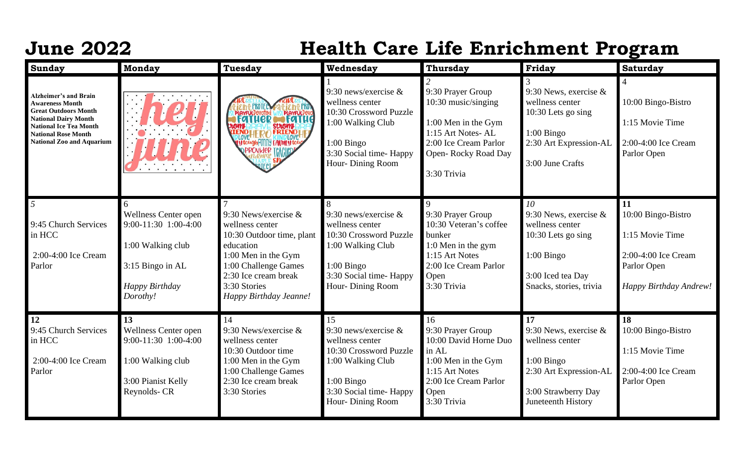# June 2022 Health Care Life Enrichment Program

| Sunday | Monday | Tuesday | Wednesday | Thursday | Friday | Saturday |
|---|---|---|---|---|---|---|
| **Alzheimer's and Brain Awareness Month**<br>**Great Outdoors Month**<br>**National Dairy Month**<br>**National Ice Tea Month**<br>**National Rose Month**<br>**National Zoo and Aquarium** | hey june | | 1<br>9:30 news/exercise & wellness center<br>10:30 Crossword Puzzle<br>1:00 Walking Club<br><br>1:00 Bingo<br>3:30 Social time- Happy Hour- Dining Room | *2*<br>9:30 Prayer Group<br>10:30 music/singing<br><br>1:00 Men in the Gym<br>1:15 Art Notes- AL<br>2:00 Ice Cream Parlor Open- Rocky Road Day<br><br>3:30 Trivia | 3<br>9:30 News, exercise & wellness center<br>10:30 Lets go sing<br><br>1:00 Bingo<br>2:30 Art Expression-AL<br><br>3:00 June Crafts | 4<br><br>10:00 Bingo-Bistro<br><br>1:15 Movie Time<br><br>2:00-4:00 Ice Cream Parlor Open |
| *5*<br><br>9:45 Church Services in HCC<br><br>2:00-4:00 Ice Cream Parlor | 6<br>Wellness Center open 9:00-11:30 1:00-4:00<br><br>1:00 Walking club<br><br>3:15 Bingo in AL<br><br>*Happy Birthday Dorothy!* | 7<br>9:30 News/exercise & wellness center<br>10:30 Outdoor time, plant education<br>1:00 Men in the Gym<br>1:00 Challenge Games<br>2:30 Ice cream break<br>3:30 Stories<br>*Happy Birthday Jeanne!* | 8<br>9:30 news/exercise & wellness center<br>10:30 Crossword Puzzle<br>1:00 Walking Club<br><br>1:00 Bingo<br>3:30 Social time- Happy Hour- Dining Room | 9<br>9:30 Prayer Group<br>10:30 Veteran's coffee bunker<br>1:0 Men in the gym<br>1:15 Art Notes<br>2:00 Ice Cream Parlor Open<br>3:30 Trivia | *10*<br>9:30 News, exercise & wellness center<br>10:30 Lets go sing<br><br>1:00 Bingo<br><br>3:00 Iced tea Day Snacks, stories, trivia | **11**<br>10:00 Bingo-Bistro<br><br>1:15 Movie Time<br><br>2:00-4:00 Ice Cream Parlor Open<br><br>*Happy Birthday Andrew!* |
| **12**<br>9:45 Church Services in HCC<br><br>2:00-4:00 Ice Cream Parlor | **13**<br>Wellness Center open 9:00-11:30 1:00-4:00<br><br>1:00 Walking club<br><br>3:00 Pianist Kelly Reynolds- CR | 14<br>9:30 News/exercise & wellness center<br>10:30 Outdoor time<br>1:00 Men in the Gym<br>1:00 Challenge Games<br>2:30 Ice cream break<br>3:30 Stories | 15<br>9:30 news/exercise & wellness center<br>10:30 Crossword Puzzle<br>1:00 Walking Club<br><br>1:00 Bingo<br>3:30 Social time- Happy Hour- Dining Room | 16<br>9:30 Prayer Group<br>10:00 David Horne Duo in AL<br>1:00 Men in the Gym<br>1:15 Art Notes<br>2:00 Ice Cream Parlor Open<br>3:30 Trivia | **17**<br>9:30 News, exercise & wellness center<br><br>1:00 Bingo<br>2:30 Art Expression-AL<br><br>3:00 Strawberry Day Juneteenth History | **18**<br>10:00 Bingo-Bistro<br><br>1:15 Movie Time<br><br>2:00-4:00 Ice Cream Parlor Open |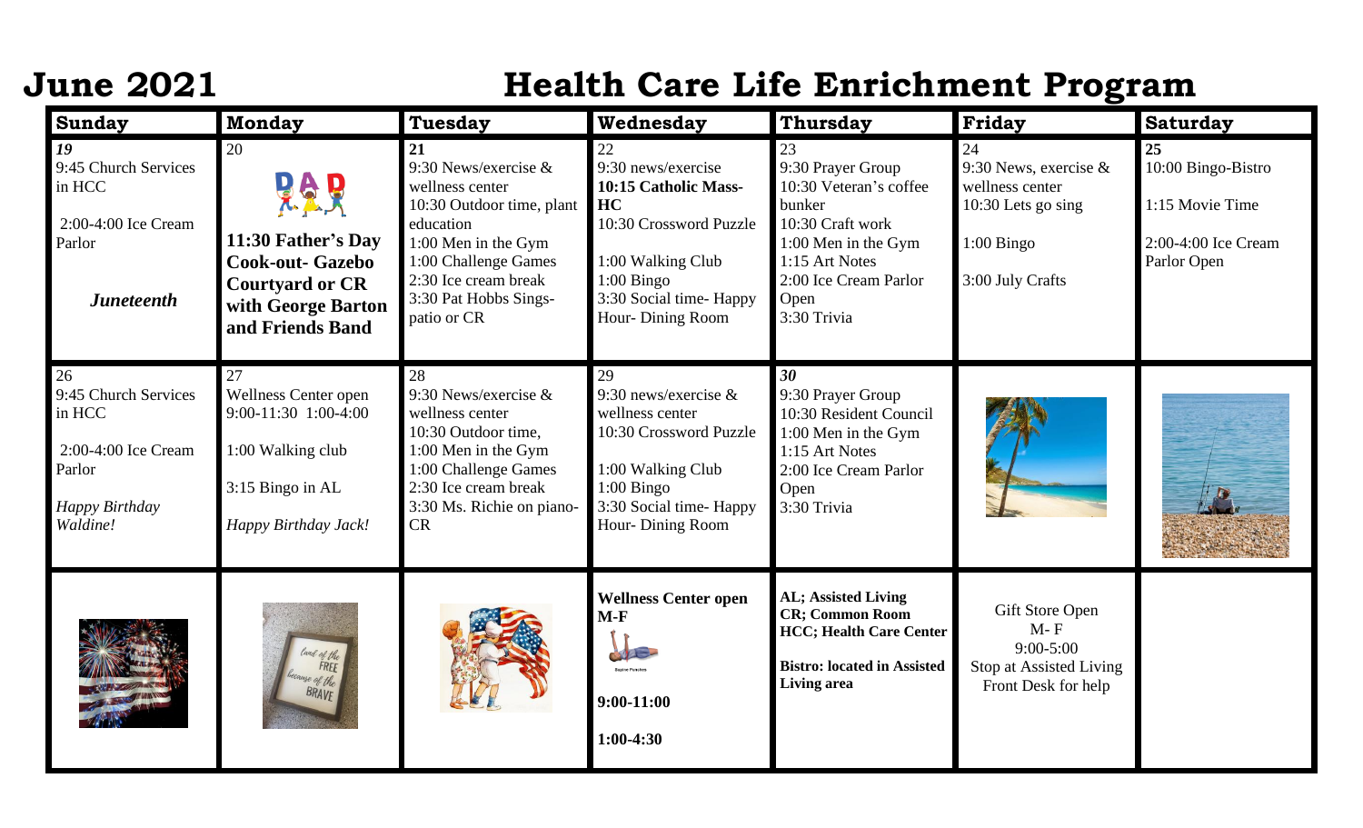# June 2021 Health Care Life Enrichment Program

| Sunday | Monday | Tuesday | Wednesday | Thursday | Friday | Saturday |
|---|---|---|---|---|---|---|
| **19**<br>9:45 Church Services in HCC<br><br>2:00-4:00 Ice Cream Parlor<br><br>***Juneteenth*** | 20<br><br>**11:30 Father's Day Cook-out- Gazebo Courtyard or CR with George Barton and Friends Band** | **21**<br>9:30 News/exercise & wellness center<br>10:30 Outdoor time, plant education<br>1:00 Men in the Gym<br>1:00 Challenge Games<br>2:30 Ice cream break<br>3:30 Pat Hobbs Sings- patio or CR | 22<br>9:30 news/exercise<br>**10:15 Catholic Mass- HC**<br>10:30 Crossword Puzzle<br><br>1:00 Walking Club<br>1:00 Bingo<br>3:30 Social time- Happy Hour- Dining Room | 23<br>9:30 Prayer Group<br>10:30 Veteran's coffee bunker<br>10:30 Craft work<br>1:00 Men in the Gym<br>1:15 Art Notes<br>2:00 Ice Cream Parlor Open<br>3:30 Trivia | 24<br>9:30 News, exercise & wellness center<br>10:30 Lets go sing<br><br>1:00 Bingo<br><br>3:00 July Crafts | **25**<br>10:00 Bingo-Bistro<br><br>1:15 Movie Time<br><br>2:00-4:00 Ice Cream Parlor Open |
| 26<br>9:45 Church Services in HCC<br><br>2:00-4:00 Ice Cream Parlor<br><br>*Happy Birthday Waldine!* | 27<br>Wellness Center open 9:00-11:30 1:00-4:00<br><br>1:00 Walking club<br><br>3:15 Bingo in AL<br><br>*Happy Birthday Jack!* | 28<br>9:30 News/exercise & wellness center<br>10:30 Outdoor time,<br>1:00 Men in the Gym<br>1:00 Challenge Games<br>2:30 Ice cream break<br>3:30 Ms. Richie on piano- CR | 29<br>9:30 news/exercise & wellness center<br>10:30 Crossword Puzzle<br><br>1:00 Walking Club<br>1:00 Bingo<br>3:30 Social time- Happy Hour- Dining Room | ***30***<br>9:30 Prayer Group<br>10:30 Resident Council<br>1:00 Men in the Gym<br>1:15 Art Notes<br>2:00 Ice Cream Parlor Open<br>3:30 Trivia | | |
| | | | **Wellness Center open M-F**<br><br>**9:00-11:00**<br><br>**1:00-4:30** | **AL; Assisted Living**<br>**CR; Common Room**<br>**HCC; Health Care Center**<br><br>**Bistro: located in Assisted Living area** | Gift Store Open<br>M- F<br>9:00-5:00<br>Stop at Assisted Living Front Desk for help | |